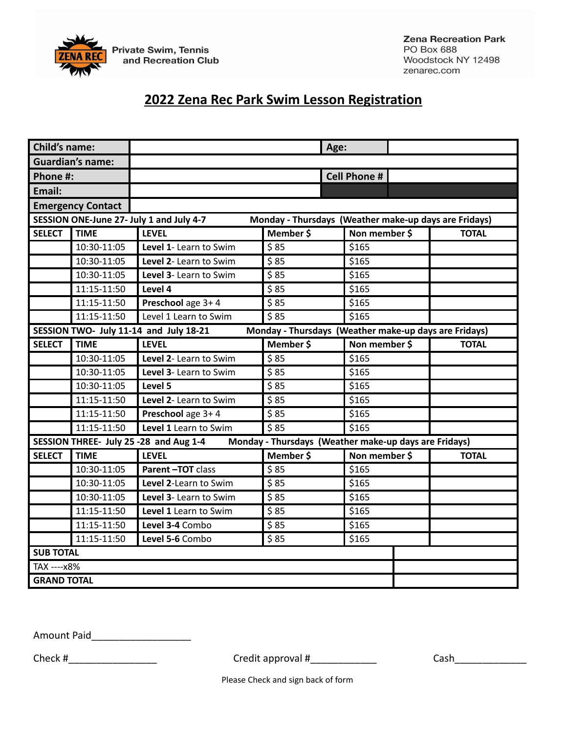ZENA REC Private Swim, Tennis and Recreation Club

Zena Recreation Park
PO Box 688
Woodstock NY 12498
zenarec.com

# 2022 Zena Rec Park Swim Lesson Registration

| Child's name: | | Age: | |
|---|---|---|---|
| Guardian's name: | | | |
| Phone #: | | Cell Phone # | |
| Email: | | | |
| Emergency Contact | | | |

| SESSION ONE-June 27- July 1 and July 4-7 | | Monday - Thursdays (Weather make-up days are Fridays) | | | |
|---|---|---|---|---|---|
| **SELECT** | **TIME** | **LEVEL** | **Member $** | **Non member $** | **TOTAL** |
| | 10:30-11:05 | **Level 1**- Learn to Swim | $ 85 | $165 | |
| | 10:30-11:05 | **Level 2**- Learn to Swim | $ 85 | $165 | |
| | 10:30-11:05 | **Level 3**- Learn to Swim | $ 85 | $165 | |
| | 11:15-11:50 | **Level 4** | $ 85 | $165 | |
| | 11:15-11:50 | **Preschool** age 3+ 4 | $ 85 | $165 | |
| | 11:15-11:50 | Level 1 Learn to Swim | $ 85 | $165 | |
| **SESSION TWO- July 11-14 and July 18-21** | | **Monday - Thursdays (Weather make-up days are Fridays)** | | | |
| **SELECT** | **TIME** | **LEVEL** | **Member $** | **Non member $** | **TOTAL** |
| | 10:30-11:05 | **Level 2**- Learn to Swim | $ 85 | $165 | |
| | 10:30-11:05 | **Level 3**- Learn to Swim | $ 85 | $165 | |
| | 10:30-11:05 | **Level 5** | $ 85 | $165 | |
| | 11:15-11:50 | **Level 2**- Learn to Swim | $ 85 | $165 | |
| | 11:15-11:50 | **Preschool** age 3+ 4 | $ 85 | $165 | |
| | 11:15-11:50 | **Level 1** Learn to Swim | $ 85 | $165 | |
| **SESSION THREE- July 25 -28 and Aug 1-4** | | **Monday - Thursdays (Weather make-up days are Fridays)** | | | |
| **SELECT** | **TIME** | **LEVEL** | **Member $** | **Non member $** | **TOTAL** |
| | 10:30-11:05 | **Parent –TOT** class | $ 85 | $165 | |
| | 10:30-11:05 | **Level 2**-Learn to Swim | $ 85 | $165 | |
| | 10:30-11:05 | **Level 3**- Learn to Swim | $ 85 | $165 | |
| | 11:15-11:50 | **Level 1** Learn to Swim | $ 85 | $165 | |
| | 11:15-11:50 | **Level 3-4** Combo | $ 85 | $165 | |
| | 11:15-11:50 | **Level 5-6** Combo | $ 85 | $165 | |
| **SUB TOTAL** | | | | | |
| TAX ----x8% | | | | | |
| **GRAND TOTAL** | | | | | |

Amount Paid__________________

Check #________________ Credit approval #___________ Cash_____________

Please Check and sign back of form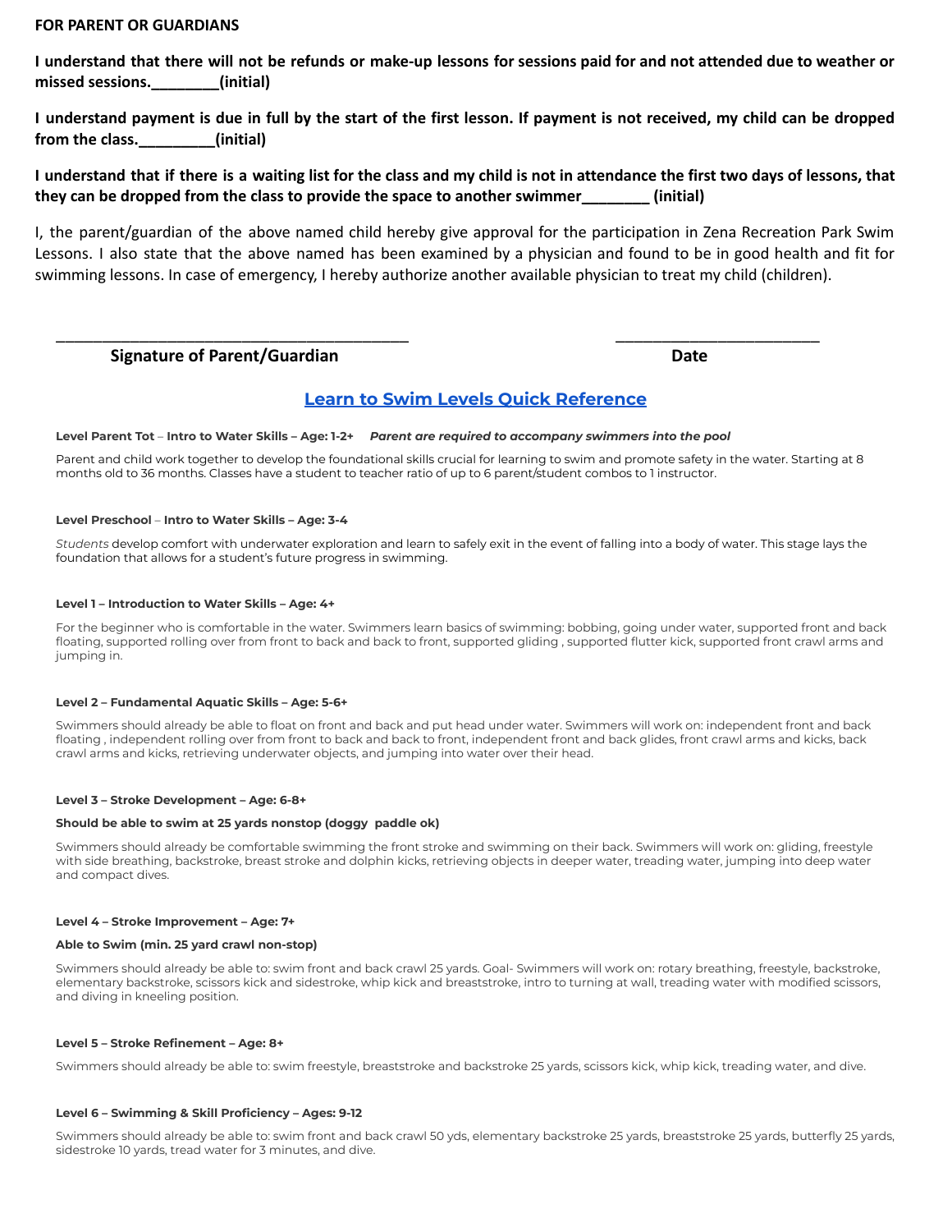**FOR PARENT OR GUARDIANS**

**I understand that there will not be refunds or make-up lessons for sessions paid for and not attended due to weather or missed sessions.________(initial)**

**I understand payment is due in full by the start of the first lesson. If payment is not received, my child can be dropped from the class._________(initial)**

**I understand that if there is a waiting list for the class and my child is not in attendance the first two days of lessons, that they can be dropped from the class to provide the space to another swimmer________ (initial)**

I, the parent/guardian of the above named child hereby give approval for the participation in Zena Recreation Park Swim Lessons. I also state that the above named has been examined by a physician and found to be in good health and fit for swimming lessons. In case of emergency, I hereby authorize another available physician to treat my child (children).

_________________________________________ ________________________

**Signature of Parent/Guardian** **Date**

## Learn to Swim Levels Quick Reference

**Level Parent Tot – Intro to Water Skills – Age: 1-2+** ***Parent are required to accompany swimmers into the pool***

Parent and child work together to develop the foundational skills crucial for learning to swim and promote safety in the water. Starting at 8 months old to 36 months. Classes have a student to teacher ratio of up to 6 parent/student combos to 1 instructor.

**Level Preschool – Intro to Water Skills – Age: 3-4**

*Students* develop comfort with underwater exploration and learn to safely exit in the event of falling into a body of water. This stage lays the foundation that allows for a student's future progress in swimming.

**Level 1 – Introduction to Water Skills – Age: 4+**

For the beginner who is comfortable in the water. Swimmers learn basics of swimming: bobbing, going under water, supported front and back floating, supported rolling over from front to back and back to front, supported gliding , supported flutter kick, supported front crawl arms and jumping in.

**Level 2 – Fundamental Aquatic Skills – Age: 5-6+**

Swimmers should already be able to float on front and back and put head under water. Swimmers will work on: independent front and back floating , independent rolling over from front to back and back to front, independent front and back glides, front crawl arms and kicks, back crawl arms and kicks, retrieving underwater objects, and jumping into water over their head.

**Level 3 – Stroke Development – Age: 6-8+**

**Should be able to swim at 25 yards nonstop (doggy paddle ok)**

Swimmers should already be comfortable swimming the front stroke and swimming on their back. Swimmers will work on: gliding, freestyle with side breathing, backstroke, breast stroke and dolphin kicks, retrieving objects in deeper water, treading water, jumping into deep water and compact dives.

**Level 4 – Stroke Improvement – Age: 7+**

**Able to Swim (min. 25 yard crawl non-stop)**

Swimmers should already be able to: swim front and back crawl 25 yards. Goal- Swimmers will work on: rotary breathing, freestyle, backstroke, elementary backstroke, scissors kick and sidestroke, whip kick and breaststroke, intro to turning at wall, treading water with modified scissors, and diving in kneeling position.

**Level 5 – Stroke Refinement – Age: 8+**

Swimmers should already be able to: swim freestyle, breaststroke and backstroke 25 yards, scissors kick, whip kick, treading water, and dive.

**Level 6 – Swimming & Skill Proficiency – Ages: 9-12**

Swimmers should already be able to: swim front and back crawl 50 yds, elementary backstroke 25 yards, breaststroke 25 yards, butterfly 25 yards, sidestroke 10 yards, tread water for 3 minutes, and dive.